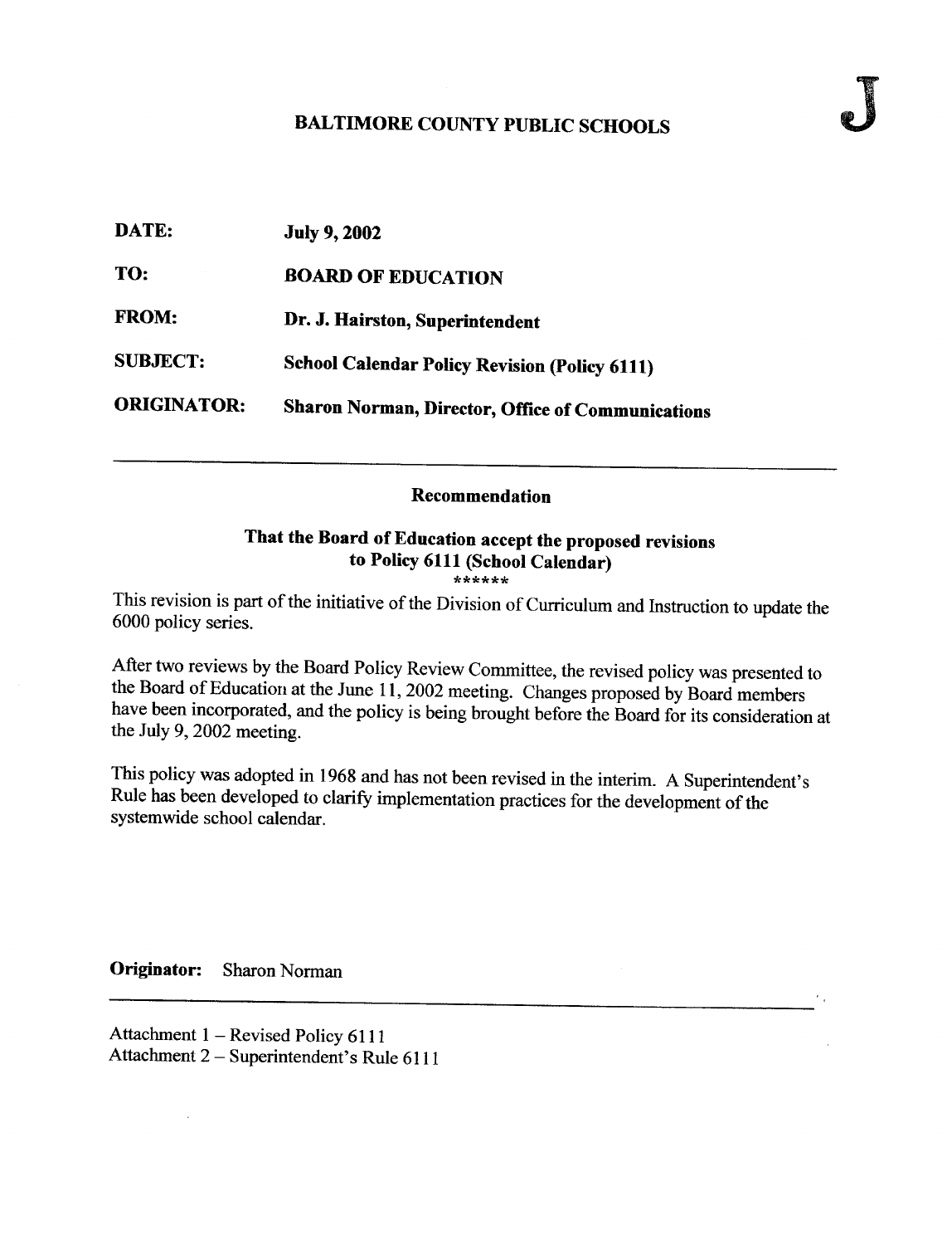J

# BALTIMORE COUNTY PUBLIC SCHOOLS

**DATE:** July 9, 2002

**TO:** BOARD OF EDUCATION

**FROM:** Dr. J. Hairston, Superintendent

**SUBJECT:** School Calendar Policy Revision (Policy 6111)

**ORIGINATOR:** Sharon Norman, Director, Office of Communications

---

## Recommendation

### That the Board of Education accept the proposed revisions to Policy 6111 (School Calendar)

******

This revision is part of the initiative of the Division of Curriculum and Instruction to update the 6000 policy series.

After two reviews by the Board Policy Review Committee, the revised policy was presented to the Board of Education at the June 11, 2002 meeting. Changes proposed by Board members have been incorporated, and the policy is being brought before the Board for its consideration at the July 9, 2002 meeting.

This policy was adopted in 1968 and has not been revised in the interim. A Superintendent's Rule has been developed to clarify implementation practices for the development of the systemwide school calendar.

**Originator:** Sharon Norman

---

Attachment 1 – Revised Policy 6111
Attachment 2 – Superintendent's Rule 6111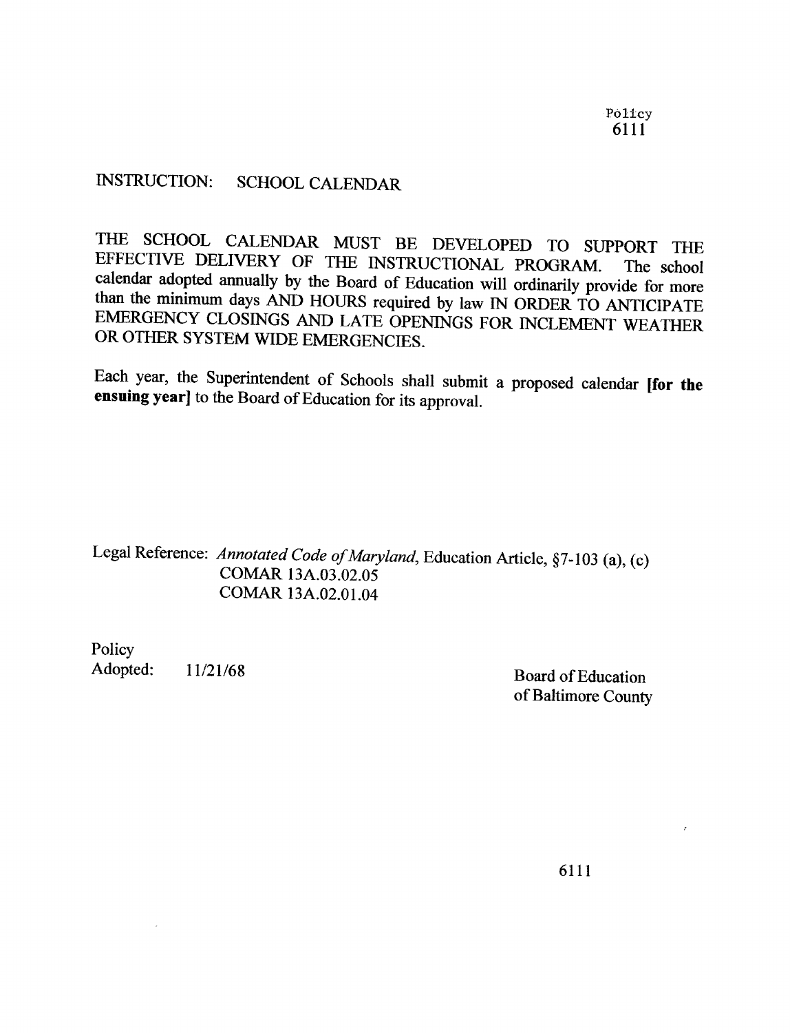Policy
6111

# INSTRUCTION: SCHOOL CALENDAR

THE SCHOOL CALENDAR MUST BE DEVELOPED TO SUPPORT THE EFFECTIVE DELIVERY OF THE INSTRUCTIONAL PROGRAM. The school calendar adopted annually by the Board of Education will ordinarily provide for more than the minimum days AND HOURS required by law IN ORDER TO ANTICIPATE EMERGENCY CLOSINGS AND LATE OPENINGS FOR INCLEMENT WEATHER OR OTHER SYSTEM WIDE EMERGENCIES.

Each year, the Superintendent of Schools shall submit a proposed calendar **[for the ensuing year]** to the Board of Education for its approval.

Legal Reference: *Annotated Code of Maryland*, Education Article, §7-103 (a), (c)
COMAR 13A.03.02.05
COMAR 13A.02.01.04

Policy
Adopted: 11/21/68

Board of Education
of Baltimore County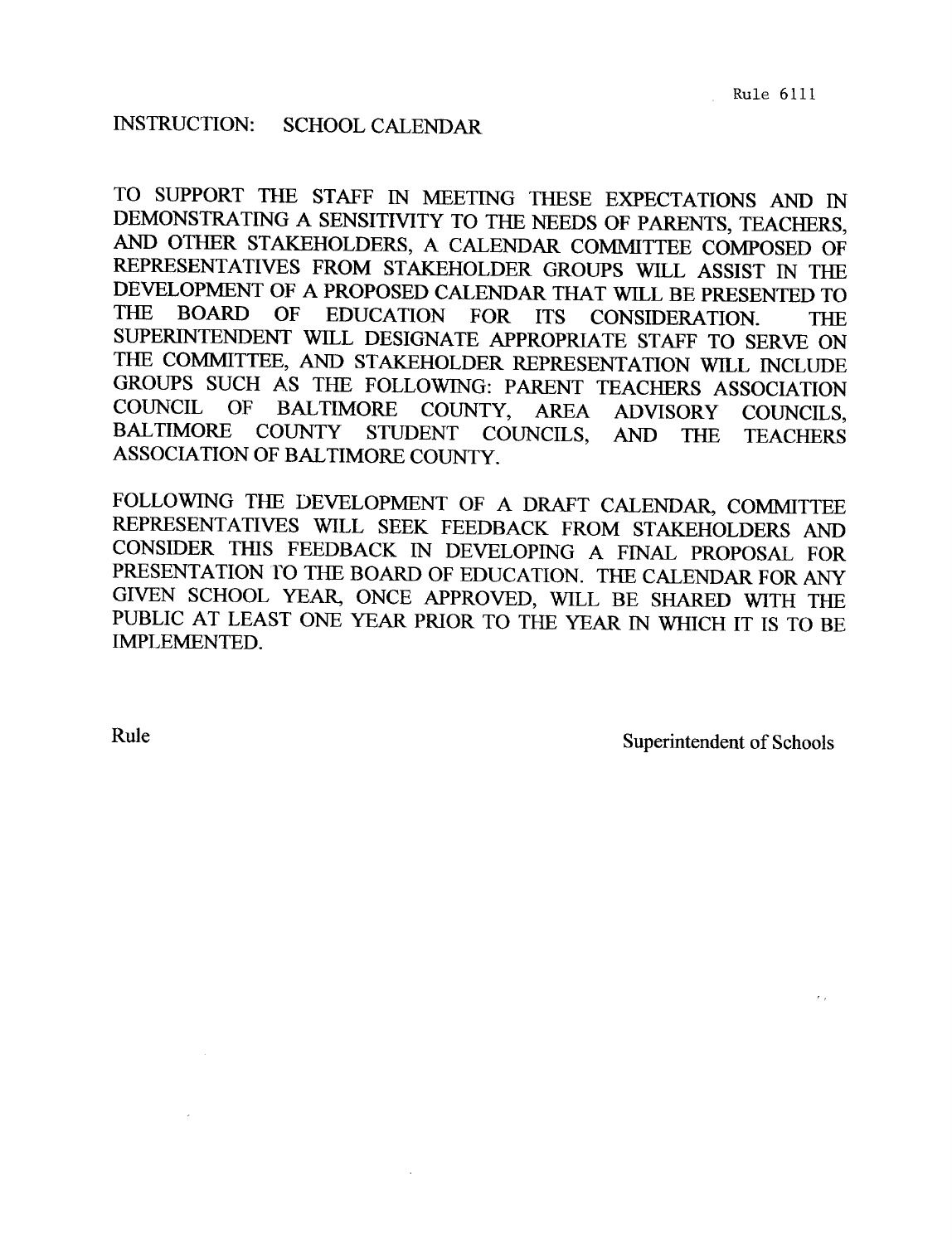Rule 6111

INSTRUCTION: SCHOOL CALENDAR

TO SUPPORT THE STAFF IN MEETING THESE EXPECTATIONS AND IN DEMONSTRATING A SENSITIVITY TO THE NEEDS OF PARENTS, TEACHERS, AND OTHER STAKEHOLDERS, A CALENDAR COMMITTEE COMPOSED OF REPRESENTATIVES FROM STAKEHOLDER GROUPS WILL ASSIST IN THE DEVELOPMENT OF A PROPOSED CALENDAR THAT WILL BE PRESENTED TO THE BOARD OF EDUCATION FOR ITS CONSIDERATION. THE SUPERINTENDENT WILL DESIGNATE APPROPRIATE STAFF TO SERVE ON THE COMMITTEE, AND STAKEHOLDER REPRESENTATION WILL INCLUDE GROUPS SUCH AS THE FOLLOWING: PARENT TEACHERS ASSOCIATION COUNCIL OF BALTIMORE COUNTY, AREA ADVISORY COUNCILS, BALTIMORE COUNTY STUDENT COUNCILS, AND THE TEACHERS ASSOCIATION OF BALTIMORE COUNTY.

FOLLOWING THE DEVELOPMENT OF A DRAFT CALENDAR, COMMITTEE REPRESENTATIVES WILL SEEK FEEDBACK FROM STAKEHOLDERS AND CONSIDER THIS FEEDBACK IN DEVELOPING A FINAL PROPOSAL FOR PRESENTATION TO THE BOARD OF EDUCATION. THE CALENDAR FOR ANY GIVEN SCHOOL YEAR, ONCE APPROVED, WILL BE SHARED WITH THE PUBLIC AT LEAST ONE YEAR PRIOR TO THE YEAR IN WHICH IT IS TO BE IMPLEMENTED.

Rule

Superintendent of Schools